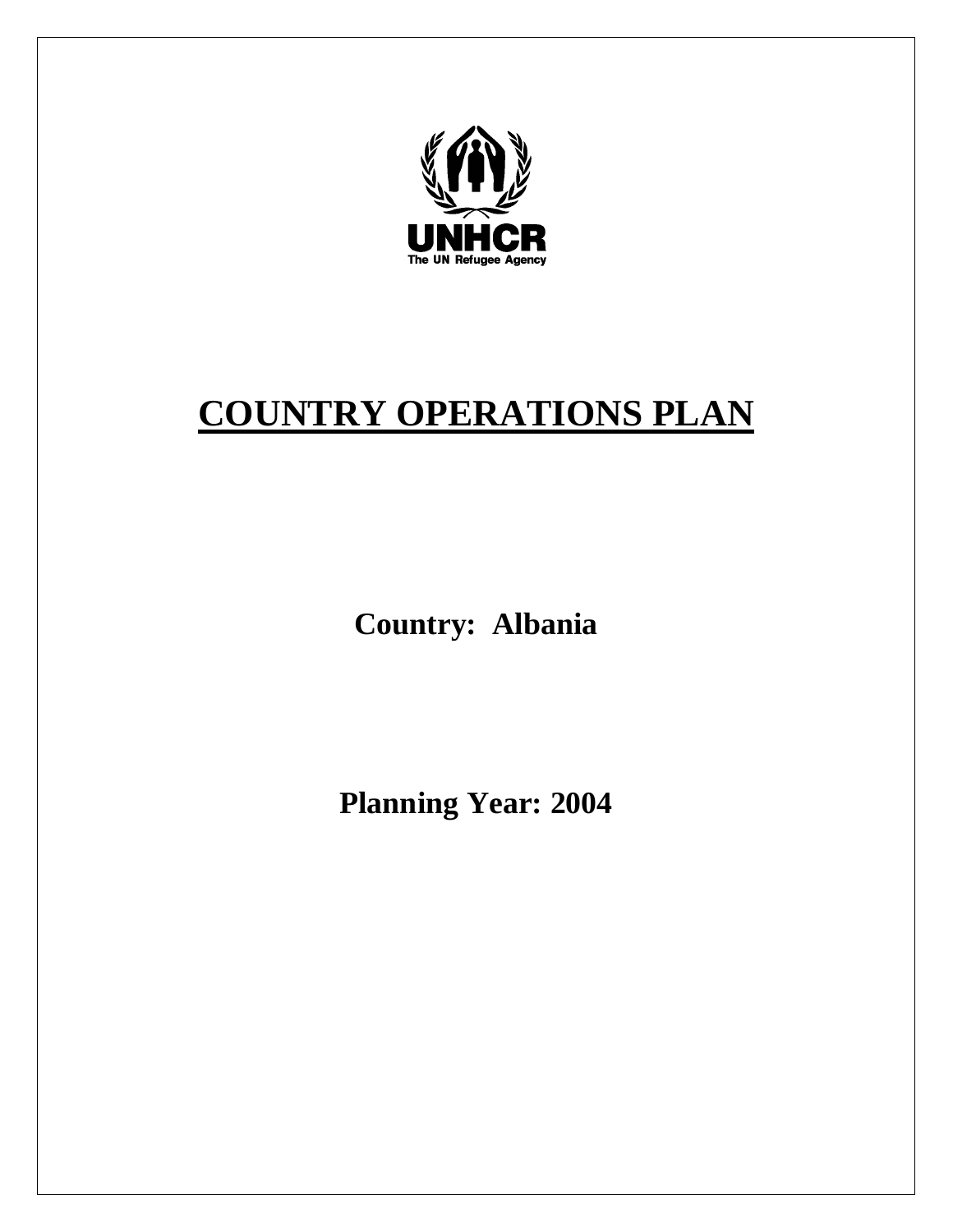UNHCR
The UN Refugee Agency

# COUNTRY OPERATIONS PLAN

**Country: Albania**

**Planning Year: 2004**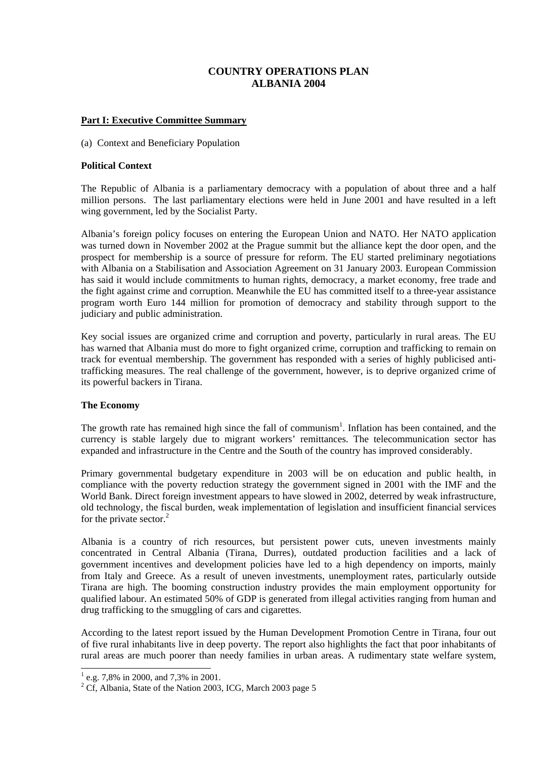# COUNTRY OPERATIONS PLAN
# ALBANIA 2004

## Part I: Executive Committee Summary

(a) Context and Beneficiary Population

### Political Context

The Republic of Albania is a parliamentary democracy with a population of about three and a half million persons. The last parliamentary elections were held in June 2001 and have resulted in a left wing government, led by the Socialist Party.

Albania's foreign policy focuses on entering the European Union and NATO. Her NATO application was turned down in November 2002 at the Prague summit but the alliance kept the door open, and the prospect for membership is a source of pressure for reform. The EU started preliminary negotiations with Albania on a Stabilisation and Association Agreement on 31 January 2003. European Commission has said it would include commitments to human rights, democracy, a market economy, free trade and the fight against crime and corruption. Meanwhile the EU has committed itself to a three-year assistance program worth Euro 144 million for promotion of democracy and stability through support to the judiciary and public administration.

Key social issues are organized crime and corruption and poverty, particularly in rural areas. The EU has warned that Albania must do more to fight organized crime, corruption and trafficking to remain on track for eventual membership. The government has responded with a series of highly publicised anti-trafficking measures. The real challenge of the government, however, is to deprive organized crime of its powerful backers in Tirana.

### The Economy

The growth rate has remained high since the fall of communism[1]. Inflation has been contained, and the currency is stable largely due to migrant workers' remittances. The telecommunication sector has expanded and infrastructure in the Centre and the South of the country has improved considerably.

Primary governmental budgetary expenditure in 2003 will be on education and public health, in compliance with the poverty reduction strategy the government signed in 2001 with the IMF and the World Bank. Direct foreign investment appears to have slowed in 2002, deterred by weak infrastructure, old technology, the fiscal burden, weak implementation of legislation and insufficient financial services for the private sector.[2]

Albania is a country of rich resources, but persistent power cuts, uneven investments mainly concentrated in Central Albania (Tirana, Durres), outdated production facilities and a lack of government incentives and development policies have led to a high dependency on imports, mainly from Italy and Greece. As a result of uneven investments, unemployment rates, particularly outside Tirana are high. The booming construction industry provides the main employment opportunity for qualified labour. An estimated 50% of GDP is generated from illegal activities ranging from human and drug trafficking to the smuggling of cars and cigarettes.

According to the latest report issued by the Human Development Promotion Centre in Tirana, four out of five rural inhabitants live in deep poverty. The report also highlights the fact that poor inhabitants of rural areas are much poorer than needy families in urban areas. A rudimentary state welfare system,

---

[1] e.g. 7,8% in 2000, and 7,3% in 2001.

[2] Cf, Albania, State of the Nation 2003, ICG, March 2003 page 5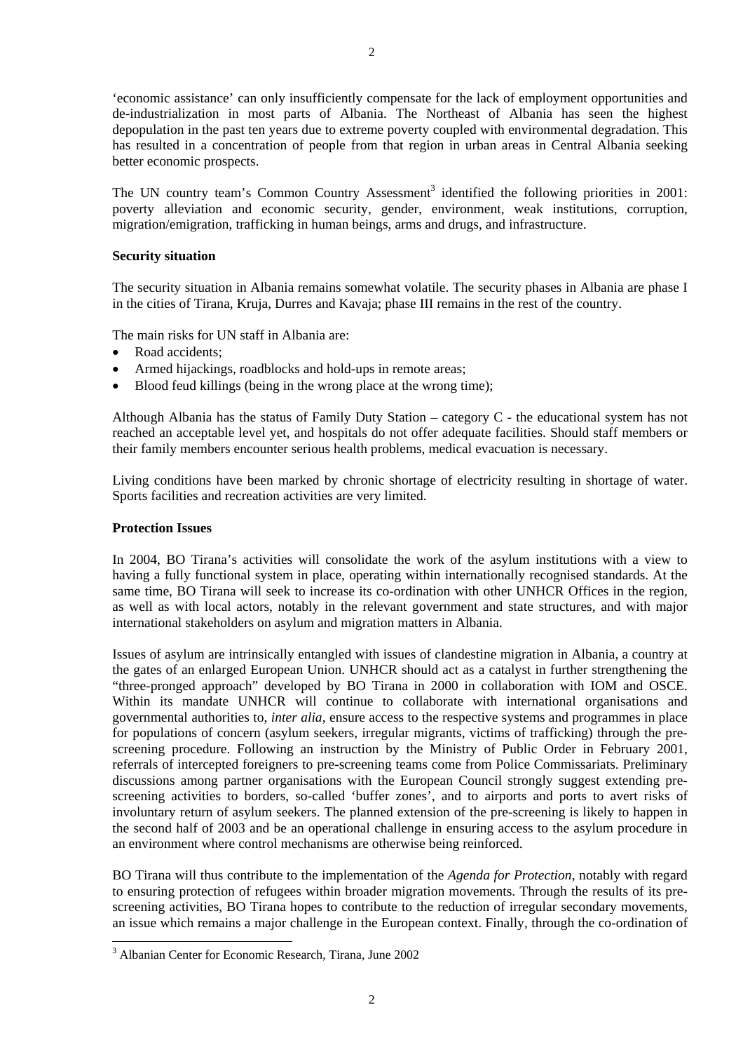'economic assistance' can only insufficiently compensate for the lack of employment opportunities and de-industrialization in most parts of Albania. The Northeast of Albania has seen the highest depopulation in the past ten years due to extreme poverty coupled with environmental degradation. This has resulted in a concentration of people from that region in urban areas in Central Albania seeking better economic prospects.

The UN country team's Common Country Assessment[3] identified the following priorities in 2001: poverty alleviation and economic security, gender, environment, weak institutions, corruption, migration/emigration, trafficking in human beings, arms and drugs, and infrastructure.

**Security situation**

The security situation in Albania remains somewhat volatile. The security phases in Albania are phase I in the cities of Tirana, Kruja, Durres and Kavaja; phase III remains in the rest of the country.

The main risks for UN staff in Albania are:

- Road accidents;
- Armed hijackings, roadblocks and hold-ups in remote areas;
- Blood feud killings (being in the wrong place at the wrong time);

Although Albania has the status of Family Duty Station – category C - the educational system has not reached an acceptable level yet, and hospitals do not offer adequate facilities. Should staff members or their family members encounter serious health problems, medical evacuation is necessary.

Living conditions have been marked by chronic shortage of electricity resulting in shortage of water. Sports facilities and recreation activities are very limited.

**Protection Issues**

In 2004, BO Tirana's activities will consolidate the work of the asylum institutions with a view to having a fully functional system in place, operating within internationally recognised standards. At the same time, BO Tirana will seek to increase its co-ordination with other UNHCR Offices in the region, as well as with local actors, notably in the relevant government and state structures, and with major international stakeholders on asylum and migration matters in Albania.

Issues of asylum are intrinsically entangled with issues of clandestine migration in Albania, a country at the gates of an enlarged European Union. UNHCR should act as a catalyst in further strengthening the "three-pronged approach" developed by BO Tirana in 2000 in collaboration with IOM and OSCE. Within its mandate UNHCR will continue to collaborate with international organisations and governmental authorities to, *inter alia*, ensure access to the respective systems and programmes in place for populations of concern (asylum seekers, irregular migrants, victims of trafficking) through the pre-screening procedure. Following an instruction by the Ministry of Public Order in February 2001, referrals of intercepted foreigners to pre-screening teams come from Police Commissariats. Preliminary discussions among partner organisations with the European Council strongly suggest extending pre-screening activities to borders, so-called 'buffer zones', and to airports and ports to avert risks of involuntary return of asylum seekers. The planned extension of the pre-screening is likely to happen in the second half of 2003 and be an operational challenge in ensuring access to the asylum procedure in an environment where control mechanisms are otherwise being reinforced.

BO Tirana will thus contribute to the implementation of the *Agenda for Protection*, notably with regard to ensuring protection of refugees within broader migration movements. Through the results of its pre-screening activities, BO Tirana hopes to contribute to the reduction of irregular secondary movements, an issue which remains a major challenge in the European context. Finally, through the co-ordination of

[3] Albanian Center for Economic Research, Tirana, June 2002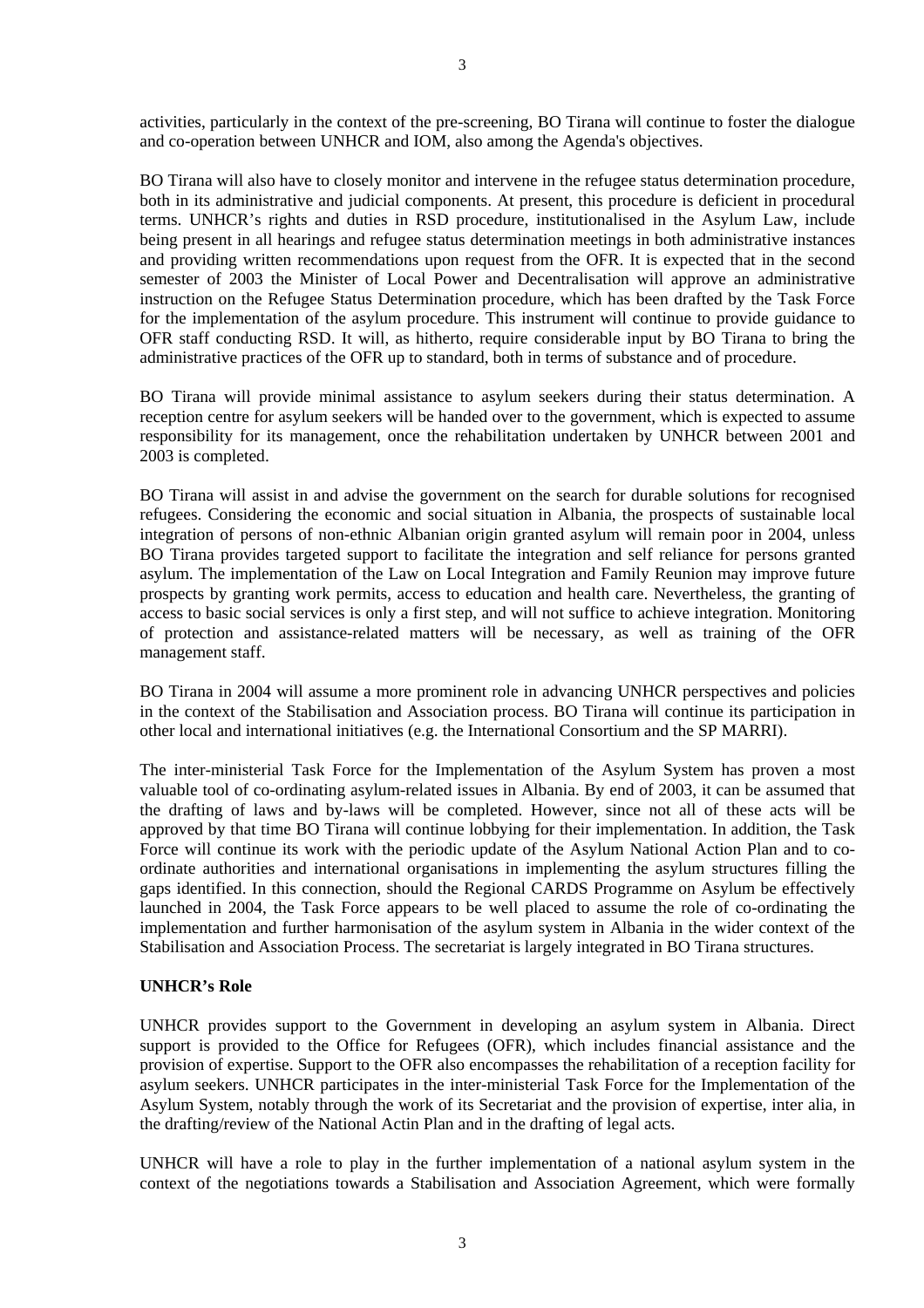activities, particularly in the context of the pre-screening, BO Tirana will continue to foster the dialogue and co-operation between UNHCR and IOM, also among the Agenda's objectives.

BO Tirana will also have to closely monitor and intervene in the refugee status determination procedure, both in its administrative and judicial components. At present, this procedure is deficient in procedural terms. UNHCR's rights and duties in RSD procedure, institutionalised in the Asylum Law, include being present in all hearings and refugee status determination meetings in both administrative instances and providing written recommendations upon request from the OFR. It is expected that in the second semester of 2003 the Minister of Local Power and Decentralisation will approve an administrative instruction on the Refugee Status Determination procedure, which has been drafted by the Task Force for the implementation of the asylum procedure. This instrument will continue to provide guidance to OFR staff conducting RSD. It will, as hitherto, require considerable input by BO Tirana to bring the administrative practices of the OFR up to standard, both in terms of substance and of procedure.

BO Tirana will provide minimal assistance to asylum seekers during their status determination. A reception centre for asylum seekers will be handed over to the government, which is expected to assume responsibility for its management, once the rehabilitation undertaken by UNHCR between 2001 and 2003 is completed.

BO Tirana will assist in and advise the government on the search for durable solutions for recognised refugees. Considering the economic and social situation in Albania, the prospects of sustainable local integration of persons of non-ethnic Albanian origin granted asylum will remain poor in 2004, unless BO Tirana provides targeted support to facilitate the integration and self reliance for persons granted asylum. The implementation of the Law on Local Integration and Family Reunion may improve future prospects by granting work permits, access to education and health care. Nevertheless, the granting of access to basic social services is only a first step, and will not suffice to achieve integration. Monitoring of protection and assistance-related matters will be necessary, as well as training of the OFR management staff.

BO Tirana in 2004 will assume a more prominent role in advancing UNHCR perspectives and policies in the context of the Stabilisation and Association process. BO Tirana will continue its participation in other local and international initiatives (e.g. the International Consortium and the SP MARRI).

The inter-ministerial Task Force for the Implementation of the Asylum System has proven a most valuable tool of co-ordinating asylum-related issues in Albania. By end of 2003, it can be assumed that the drafting of laws and by-laws will be completed. However, since not all of these acts will be approved by that time BO Tirana will continue lobbying for their implementation. In addition, the Task Force will continue its work with the periodic update of the Asylum National Action Plan and to co-ordinate authorities and international organisations in implementing the asylum structures filling the gaps identified. In this connection, should the Regional CARDS Programme on Asylum be effectively launched in 2004, the Task Force appears to be well placed to assume the role of co-ordinating the implementation and further harmonisation of the asylum system in Albania in the wider context of the Stabilisation and Association Process. The secretariat is largely integrated in BO Tirana structures.

**UNHCR's Role**

UNHCR provides support to the Government in developing an asylum system in Albania. Direct support is provided to the Office for Refugees (OFR), which includes financial assistance and the provision of expertise. Support to the OFR also encompasses the rehabilitation of a reception facility for asylum seekers. UNHCR participates in the inter-ministerial Task Force for the Implementation of the Asylum System, notably through the work of its Secretariat and the provision of expertise, inter alia, in the drafting/review of the National Actin Plan and in the drafting of legal acts.

UNHCR will have a role to play in the further implementation of a national asylum system in the context of the negotiations towards a Stabilisation and Association Agreement, which were formally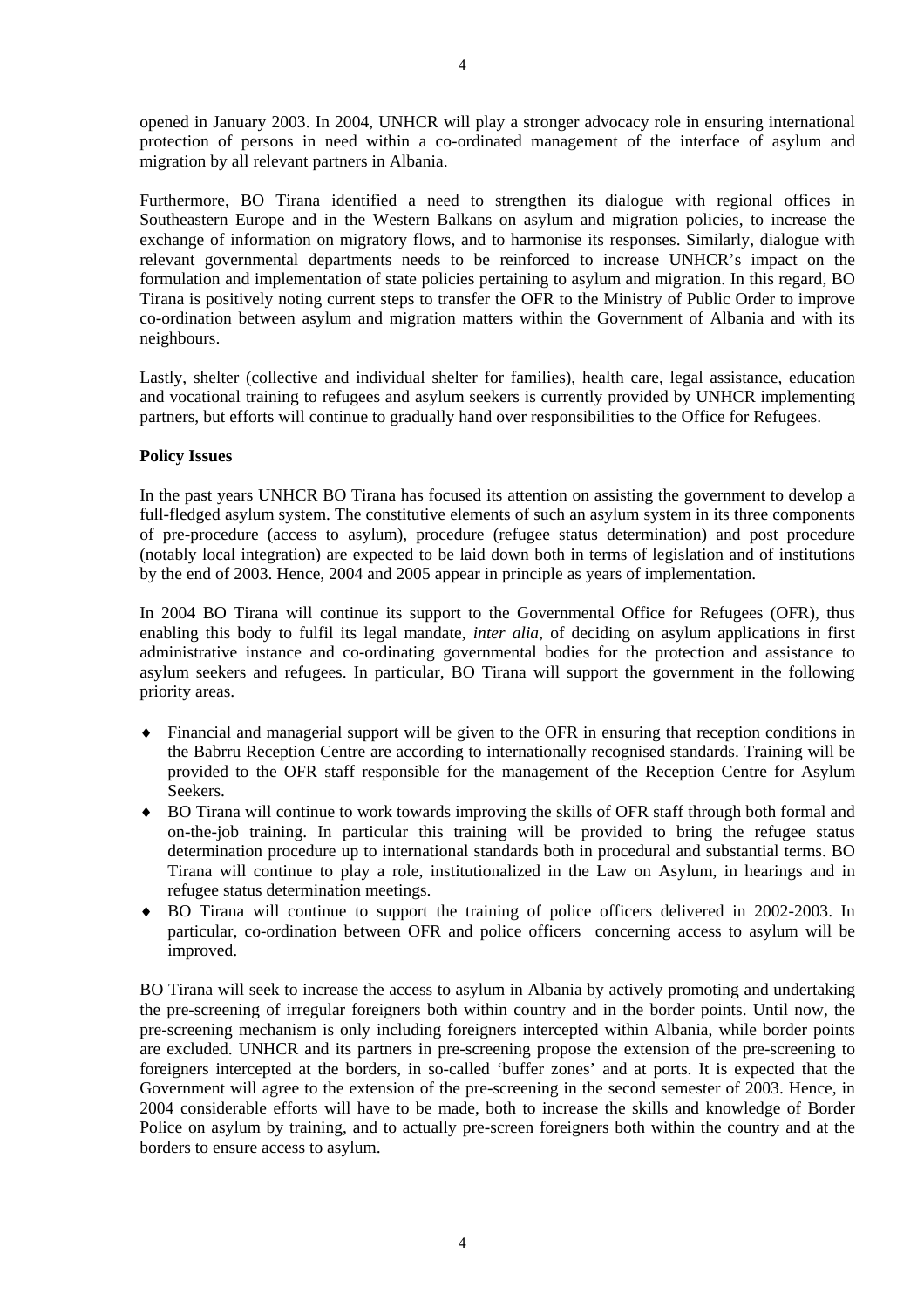opened in January 2003. In 2004, UNHCR will play a stronger advocacy role in ensuring international protection of persons in need within a co-ordinated management of the interface of asylum and migration by all relevant partners in Albania.

Furthermore, BO Tirana identified a need to strengthen its dialogue with regional offices in Southeastern Europe and in the Western Balkans on asylum and migration policies, to increase the exchange of information on migratory flows, and to harmonise its responses. Similarly, dialogue with relevant governmental departments needs to be reinforced to increase UNHCR's impact on the formulation and implementation of state policies pertaining to asylum and migration. In this regard, BO Tirana is positively noting current steps to transfer the OFR to the Ministry of Public Order to improve co-ordination between asylum and migration matters within the Government of Albania and with its neighbours.

Lastly, shelter (collective and individual shelter for families), health care, legal assistance, education and vocational training to refugees and asylum seekers is currently provided by UNHCR implementing partners, but efforts will continue to gradually hand over responsibilities to the Office for Refugees.

**Policy Issues**

In the past years UNHCR BO Tirana has focused its attention on assisting the government to develop a full-fledged asylum system. The constitutive elements of such an asylum system in its three components of pre-procedure (access to asylum), procedure (refugee status determination) and post procedure (notably local integration) are expected to be laid down both in terms of legislation and of institutions by the end of 2003. Hence, 2004 and 2005 appear in principle as years of implementation.

In 2004 BO Tirana will continue its support to the Governmental Office for Refugees (OFR), thus enabling this body to fulfil its legal mandate, *inter alia*, of deciding on asylum applications in first administrative instance and co-ordinating governmental bodies for the protection and assistance to asylum seekers and refugees. In particular, BO Tirana will support the government in the following priority areas.

- Financial and managerial support will be given to the OFR in ensuring that reception conditions in the Babrru Reception Centre are according to internationally recognised standards. Training will be provided to the OFR staff responsible for the management of the Reception Centre for Asylum Seekers.
- BO Tirana will continue to work towards improving the skills of OFR staff through both formal and on-the-job training. In particular this training will be provided to bring the refugee status determination procedure up to international standards both in procedural and substantial terms. BO Tirana will continue to play a role, institutionalized in the Law on Asylum, in hearings and in refugee status determination meetings.
- BO Tirana will continue to support the training of police officers delivered in 2002-2003. In particular, co-ordination between OFR and police officers concerning access to asylum will be improved.

BO Tirana will seek to increase the access to asylum in Albania by actively promoting and undertaking the pre-screening of irregular foreigners both within country and in the border points. Until now, the pre-screening mechanism is only including foreigners intercepted within Albania, while border points are excluded. UNHCR and its partners in pre-screening propose the extension of the pre-screening to foreigners intercepted at the borders, in so-called 'buffer zones' and at ports. It is expected that the Government will agree to the extension of the pre-screening in the second semester of 2003. Hence, in 2004 considerable efforts will have to be made, both to increase the skills and knowledge of Border Police on asylum by training, and to actually pre-screen foreigners both within the country and at the borders to ensure access to asylum.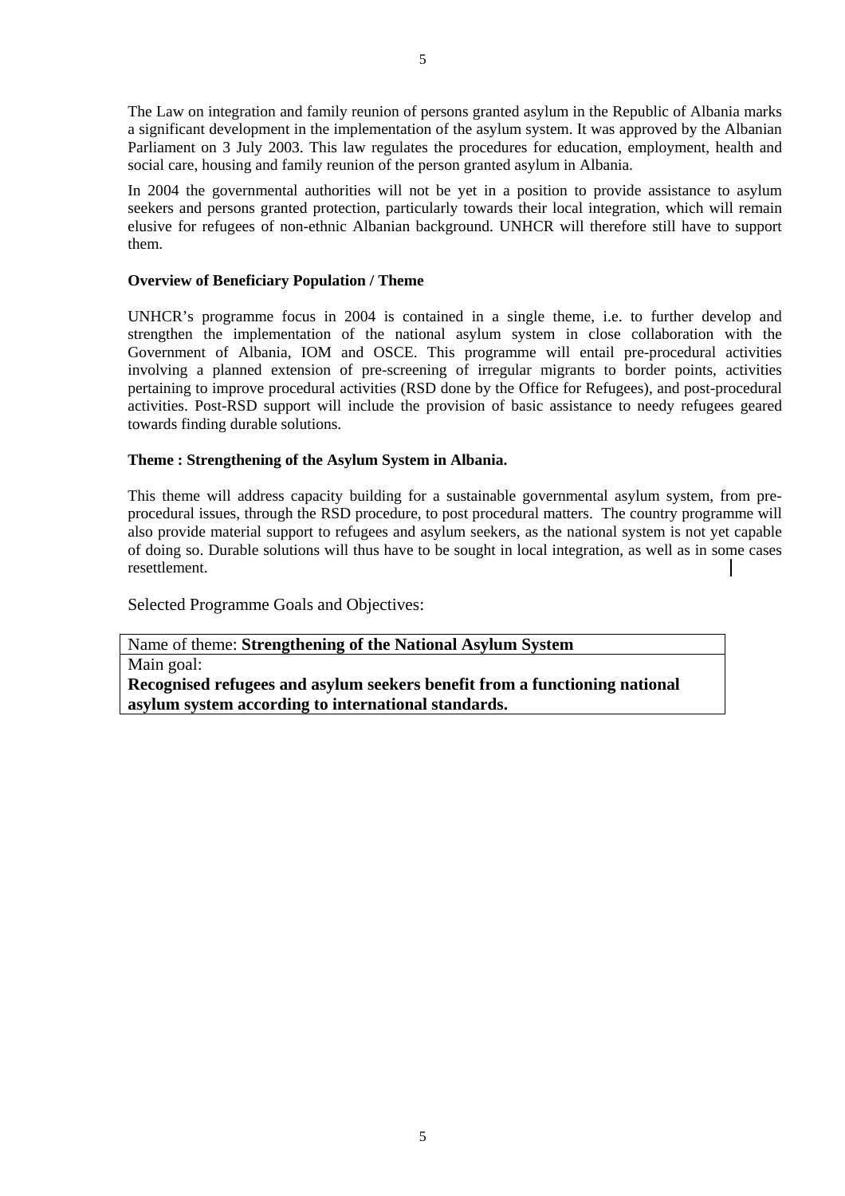The Law on integration and family reunion of persons granted asylum in the Republic of Albania marks a significant development in the implementation of the asylum system. It was approved by the Albanian Parliament on 3 July 2003. This law regulates the procedures for education, employment, health and social care, housing and family reunion of the person granted asylum in Albania.

In 2004 the governmental authorities will not be yet in a position to provide assistance to asylum seekers and persons granted protection, particularly towards their local integration, which will remain elusive for refugees of non-ethnic Albanian background. UNHCR will therefore still have to support them.

**Overview of Beneficiary Population / Theme**

UNHCR's programme focus in 2004 is contained in a single theme, i.e. to further develop and strengthen the implementation of the national asylum system in close collaboration with the Government of Albania, IOM and OSCE. This programme will entail pre-procedural activities involving a planned extension of pre-screening of irregular migrants to border points, activities pertaining to improve procedural activities (RSD done by the Office for Refugees), and post-procedural activities. Post-RSD support will include the provision of basic assistance to needy refugees geared towards finding durable solutions.

**Theme : Strengthening of the Asylum System in Albania.**

This theme will address capacity building for a sustainable governmental asylum system, from pre-procedural issues, through the RSD procedure, to post procedural matters. The country programme will also provide material support to refugees and asylum seekers, as the national system is not yet capable of doing so. Durable solutions will thus have to be sought in local integration, as well as in some cases resettlement.

Selected Programme Goals and Objectives:

| Name of theme: **Strengthening of the National Asylum System** |
| --- |
| Main goal: **Recognised refugees and asylum seekers benefit from a functioning national asylum system according to international standards.** |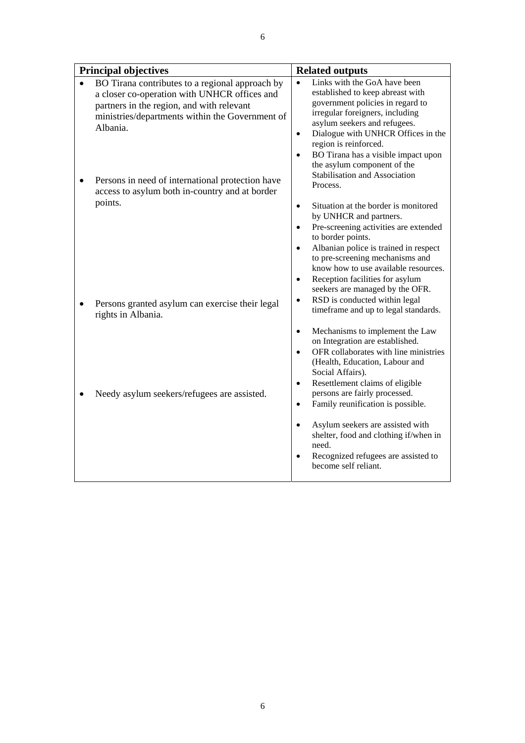| Principal objectives | Related outputs |
|---|---|
| • BO Tirana contributes to a regional approach by a closer co-operation with UNHCR offices and partners in the region, and with relevant ministries/departments within the Government of Albania. | • Links with the GoA have been established to keep abreast with government policies in regard to irregular foreigners, including asylum seekers and refugees.<br>• Dialogue with UNHCR Offices in the region is reinforced.<br>• BO Tirana has a visible impact upon the asylum component of the Stabilisation and Association Process. |
| • Persons in need of international protection have access to asylum both in-country and at border points. | • Situation at the border is monitored by UNHCR and partners.<br>• Pre-screening activities are extended to border points.<br>• Albanian police is trained in respect to pre-screening mechanisms and know how to use available resources.<br>• Reception facilities for asylum seekers are managed by the OFR.<br>• RSD is conducted within legal timeframe and up to legal standards. |
| • Persons granted asylum can exercise their legal rights in Albania. | • Mechanisms to implement the Law on Integration are established.<br>• OFR collaborates with line ministries (Health, Education, Labour and Social Affairs).<br>• Resettlement claims of eligible persons are fairly processed.<br>• Family reunification is possible. |
| • Needy asylum seekers/refugees are assisted. | • Asylum seekers are assisted with shelter, food and clothing if/when in need.<br>• Recognized refugees are assisted to become self reliant. |